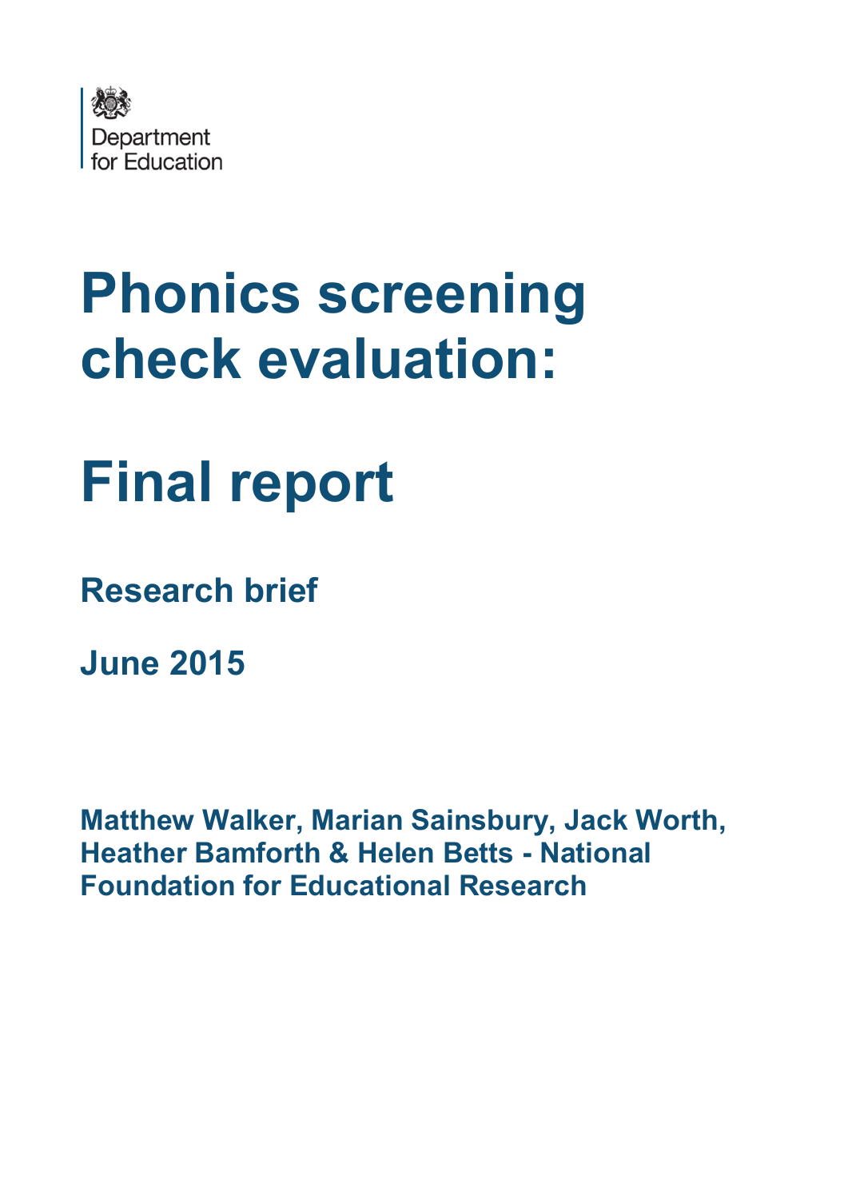Department for Education

# Phonics screening check evaluation:

# Final report

## Research brief

## June 2015

**Matthew Walker, Marian Sainsbury, Jack Worth, Heather Bamforth & Helen Betts - National Foundation for Educational Research**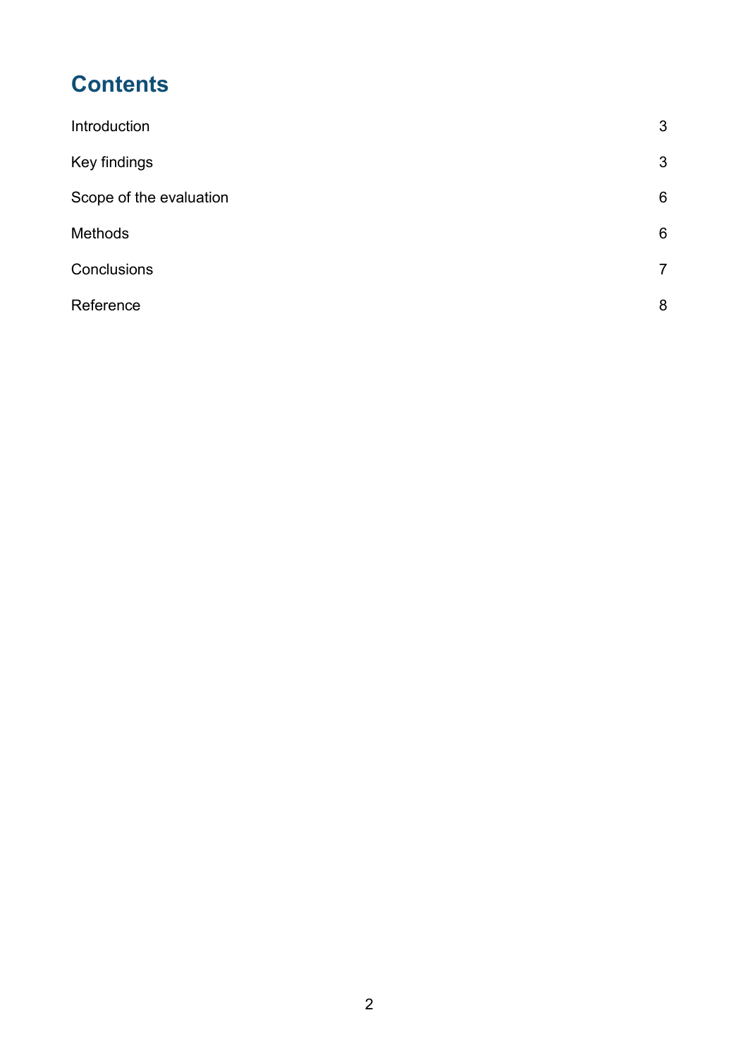# Contents

| | |
|---|---|
| Introduction | 3 |
| Key findings | 3 |
| Scope of the evaluation | 6 |
| Methods | 6 |
| Conclusions | 7 |
| Reference | 8 |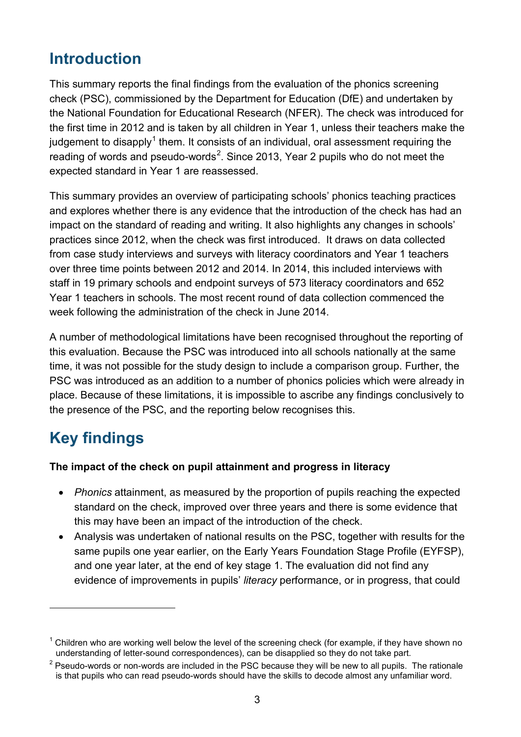## Introduction

This summary reports the final findings from the evaluation of the phonics screening check (PSC), commissioned by the Department for Education (DfE) and undertaken by the National Foundation for Educational Research (NFER). The check was introduced for the first time in 2012 and is taken by all children in Year 1, unless their teachers make the judgement to disapply[1] them. It consists of an individual, oral assessment requiring the reading of words and pseudo-words[2]. Since 2013, Year 2 pupils who do not meet the expected standard in Year 1 are reassessed.

This summary provides an overview of participating schools' phonics teaching practices and explores whether there is any evidence that the introduction of the check has had an impact on the standard of reading and writing. It also highlights any changes in schools' practices since 2012, when the check was first introduced. It draws on data collected from case study interviews and surveys with literacy coordinators and Year 1 teachers over three time points between 2012 and 2014. In 2014, this included interviews with staff in 19 primary schools and endpoint surveys of 573 literacy coordinators and 652 Year 1 teachers in schools. The most recent round of data collection commenced the week following the administration of the check in June 2014.

A number of methodological limitations have been recognised throughout the reporting of this evaluation. Because the PSC was introduced into all schools nationally at the same time, it was not possible for the study design to include a comparison group. Further, the PSC was introduced as an addition to a number of phonics policies which were already in place. Because of these limitations, it is impossible to ascribe any findings conclusively to the presence of the PSC, and the reporting below recognises this.

## Key findings

**The impact of the check on pupil attainment and progress in literacy**

- *Phonics* attainment, as measured by the proportion of pupils reaching the expected standard on the check, improved over three years and there is some evidence that this may have been an impact of the introduction of the check.
- Analysis was undertaken of national results on the PSC, together with results for the same pupils one year earlier, on the Early Years Foundation Stage Profile (EYFSP), and one year later, at the end of key stage 1. The evaluation did not find any evidence of improvements in pupils' *literacy* performance, or in progress, that could

[1] Children who are working well below the level of the screening check (for example, if they have shown no understanding of letter-sound correspondences), can be disapplied so they do not take part.

[2] Pseudo-words or non-words are included in the PSC because they will be new to all pupils. The rationale is that pupils who can read pseudo-words should have the skills to decode almost any unfamiliar word.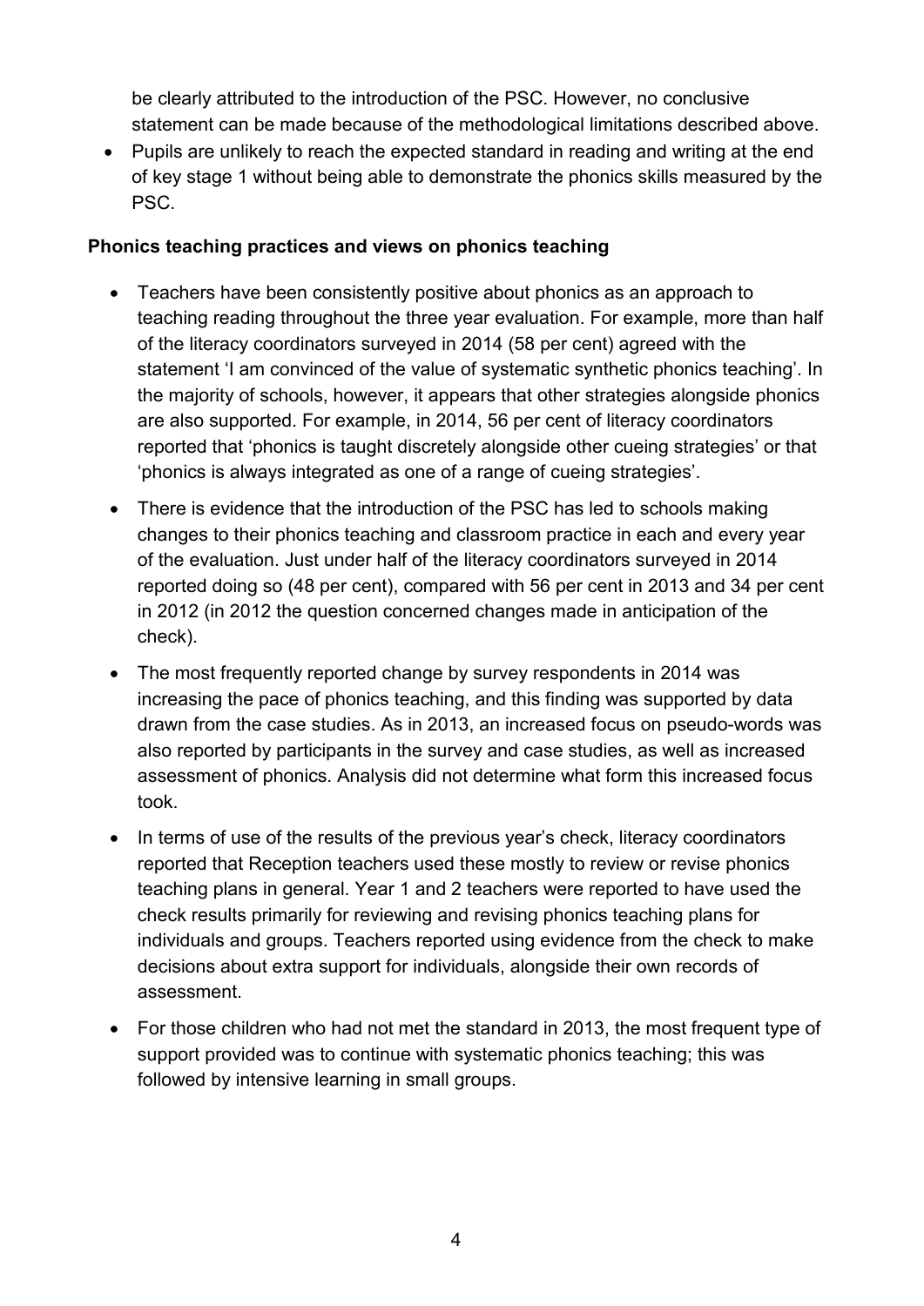be clearly attributed to the introduction of the PSC. However, no conclusive statement can be made because of the methodological limitations described above.

- Pupils are unlikely to reach the expected standard in reading and writing at the end of key stage 1 without being able to demonstrate the phonics skills measured by the PSC.

**Phonics teaching practices and views on phonics teaching**

- Teachers have been consistently positive about phonics as an approach to teaching reading throughout the three year evaluation. For example, more than half of the literacy coordinators surveyed in 2014 (58 per cent) agreed with the statement 'I am convinced of the value of systematic synthetic phonics teaching'. In the majority of schools, however, it appears that other strategies alongside phonics are also supported. For example, in 2014, 56 per cent of literacy coordinators reported that 'phonics is taught discretely alongside other cueing strategies' or that 'phonics is always integrated as one of a range of cueing strategies'.
- There is evidence that the introduction of the PSC has led to schools making changes to their phonics teaching and classroom practice in each and every year of the evaluation. Just under half of the literacy coordinators surveyed in 2014 reported doing so (48 per cent), compared with 56 per cent in 2013 and 34 per cent in 2012 (in 2012 the question concerned changes made in anticipation of the check).
- The most frequently reported change by survey respondents in 2014 was increasing the pace of phonics teaching, and this finding was supported by data drawn from the case studies. As in 2013, an increased focus on pseudo-words was also reported by participants in the survey and case studies, as well as increased assessment of phonics. Analysis did not determine what form this increased focus took.
- In terms of use of the results of the previous year's check, literacy coordinators reported that Reception teachers used these mostly to review or revise phonics teaching plans in general. Year 1 and 2 teachers were reported to have used the check results primarily for reviewing and revising phonics teaching plans for individuals and groups. Teachers reported using evidence from the check to make decisions about extra support for individuals, alongside their own records of assessment.
- For those children who had not met the standard in 2013, the most frequent type of support provided was to continue with systematic phonics teaching; this was followed by intensive learning in small groups.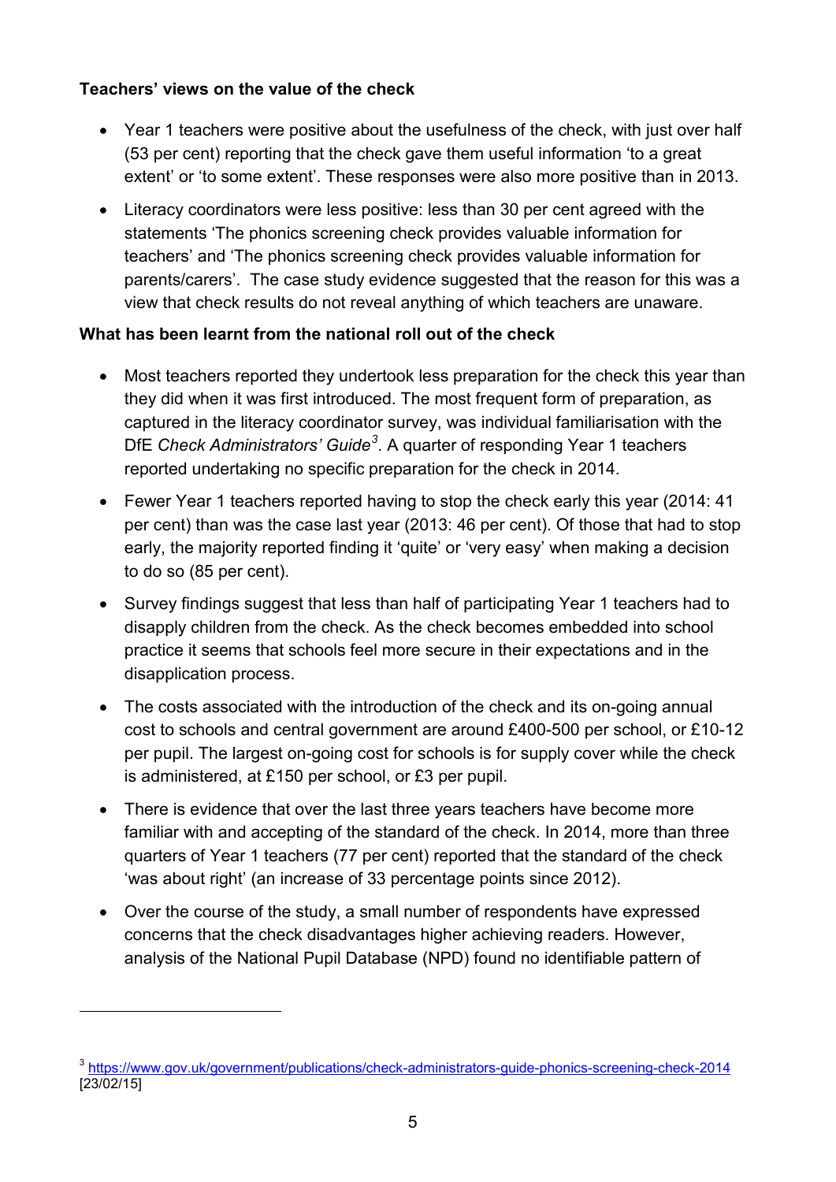**Teachers' views on the value of the check**

- Year 1 teachers were positive about the usefulness of the check, with just over half (53 per cent) reporting that the check gave them useful information 'to a great extent' or 'to some extent'. These responses were also more positive than in 2013.
- Literacy coordinators were less positive: less than 30 per cent agreed with the statements 'The phonics screening check provides valuable information for teachers' and 'The phonics screening check provides valuable information for parents/carers'. The case study evidence suggested that the reason for this was a view that check results do not reveal anything of which teachers are unaware.

**What has been learnt from the national roll out of the check**

- Most teachers reported they undertook less preparation for the check this year than they did when it was first introduced. The most frequent form of preparation, as captured in the literacy coordinator survey, was individual familiarisation with the DfE *Check Administrators' Guide*[3]. A quarter of responding Year 1 teachers reported undertaking no specific preparation for the check in 2014.
- Fewer Year 1 teachers reported having to stop the check early this year (2014: 41 per cent) than was the case last year (2013: 46 per cent). Of those that had to stop early, the majority reported finding it 'quite' or 'very easy' when making a decision to do so (85 per cent).
- Survey findings suggest that less than half of participating Year 1 teachers had to disapply children from the check. As the check becomes embedded into school practice it seems that schools feel more secure in their expectations and in the disapplication process.
- The costs associated with the introduction of the check and its on-going annual cost to schools and central government are around £400-500 per school, or £10-12 per pupil. The largest on-going cost for schools is for supply cover while the check is administered, at £150 per school, or £3 per pupil.
- There is evidence that over the last three years teachers have become more familiar with and accepting of the standard of the check. In 2014, more than three quarters of Year 1 teachers (77 per cent) reported that the standard of the check 'was about right' (an increase of 33 percentage points since 2012).
- Over the course of the study, a small number of respondents have expressed concerns that the check disadvantages higher achieving readers. However, analysis of the National Pupil Database (NPD) found no identifiable pattern of

---

[3] https://www.gov.uk/government/publications/check-administrators-guide-phonics-screening-check-2014 [23/02/15]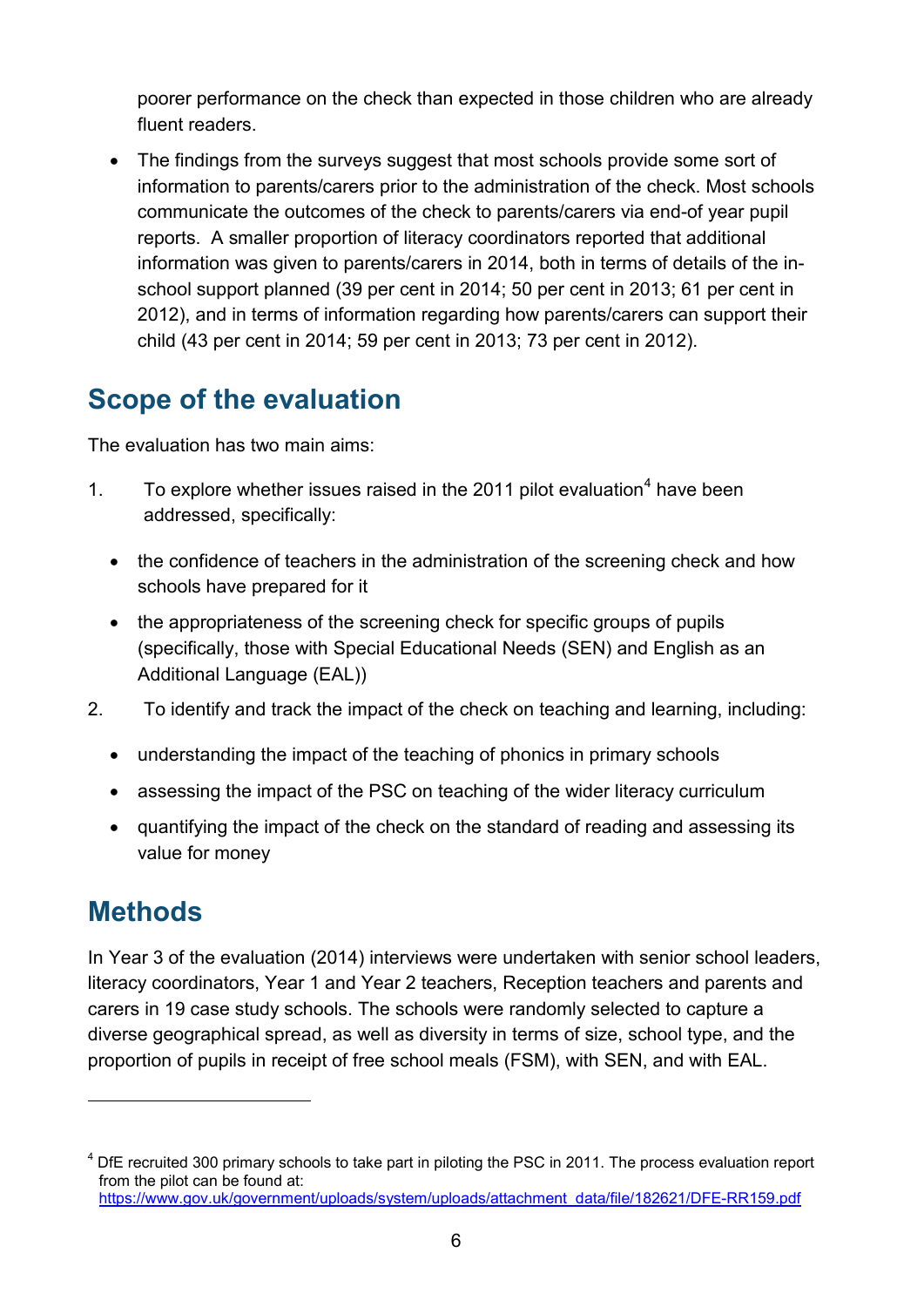poorer performance on the check than expected in those children who are already fluent readers.

- The findings from the surveys suggest that most schools provide some sort of information to parents/carers prior to the administration of the check. Most schools communicate the outcomes of the check to parents/carers via end-of year pupil reports. A smaller proportion of literacy coordinators reported that additional information was given to parents/carers in 2014, both in terms of details of the in-school support planned (39 per cent in 2014; 50 per cent in 2013; 61 per cent in 2012), and in terms of information regarding how parents/carers can support their child (43 per cent in 2014; 59 per cent in 2013; 73 per cent in 2012).

## Scope of the evaluation

The evaluation has two main aims:

1. To explore whether issues raised in the 2011 pilot evaluation[4] have been addressed, specifically:
   - the confidence of teachers in the administration of the screening check and how schools have prepared for it
   - the appropriateness of the screening check for specific groups of pupils (specifically, those with Special Educational Needs (SEN) and English as an Additional Language (EAL))
2. To identify and track the impact of the check on teaching and learning, including:
   - understanding the impact of the teaching of phonics in primary schools
   - assessing the impact of the PSC on teaching of the wider literacy curriculum
   - quantifying the impact of the check on the standard of reading and assessing its value for money

## Methods

In Year 3 of the evaluation (2014) interviews were undertaken with senior school leaders, literacy coordinators, Year 1 and Year 2 teachers, Reception teachers and parents and carers in 19 case study schools. The schools were randomly selected to capture a diverse geographical spread, as well as diversity in terms of size, school type, and the proportion of pupils in receipt of free school meals (FSM), with SEN, and with EAL.

---

[4] DfE recruited 300 primary schools to take part in piloting the PSC in 2011. The process evaluation report from the pilot can be found at: https://www.gov.uk/government/uploads/system/uploads/attachment_data/file/182621/DFE-RR159.pdf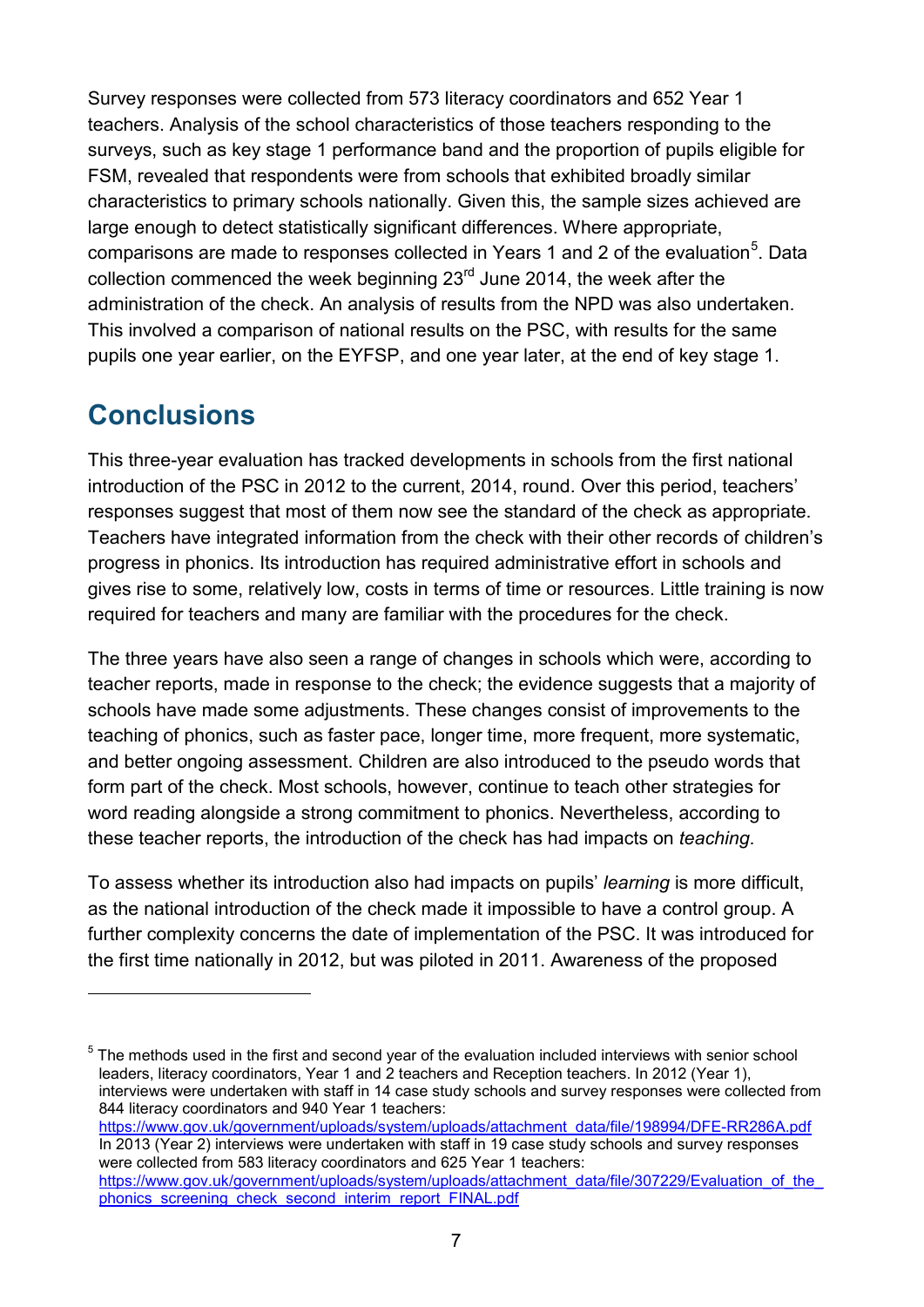Survey responses were collected from 573 literacy coordinators and 652 Year 1 teachers. Analysis of the school characteristics of those teachers responding to the surveys, such as key stage 1 performance band and the proportion of pupils eligible for FSM, revealed that respondents were from schools that exhibited broadly similar characteristics to primary schools nationally. Given this, the sample sizes achieved are large enough to detect statistically significant differences. Where appropriate, comparisons are made to responses collected in Years 1 and 2 of the evaluation[5]. Data collection commenced the week beginning 23rd June 2014, the week after the administration of the check. An analysis of results from the NPD was also undertaken. This involved a comparison of national results on the PSC, with results for the same pupils one year earlier, on the EYFSP, and one year later, at the end of key stage 1.

## Conclusions

This three-year evaluation has tracked developments in schools from the first national introduction of the PSC in 2012 to the current, 2014, round. Over this period, teachers' responses suggest that most of them now see the standard of the check as appropriate. Teachers have integrated information from the check with their other records of children's progress in phonics. Its introduction has required administrative effort in schools and gives rise to some, relatively low, costs in terms of time or resources. Little training is now required for teachers and many are familiar with the procedures for the check.

The three years have also seen a range of changes in schools which were, according to teacher reports, made in response to the check; the evidence suggests that a majority of schools have made some adjustments. These changes consist of improvements to the teaching of phonics, such as faster pace, longer time, more frequent, more systematic, and better ongoing assessment. Children are also introduced to the pseudo words that form part of the check. Most schools, however, continue to teach other strategies for word reading alongside a strong commitment to phonics. Nevertheless, according to these teacher reports, the introduction of the check has had impacts on *teaching*.

To assess whether its introduction also had impacts on pupils' *learning* is more difficult, as the national introduction of the check made it impossible to have a control group. A further complexity concerns the date of implementation of the PSC. It was introduced for the first time nationally in 2012, but was piloted in 2011. Awareness of the proposed

---

[5] The methods used in the first and second year of the evaluation included interviews with senior school leaders, literacy coordinators, Year 1 and 2 teachers and Reception teachers. In 2012 (Year 1), interviews were undertaken with staff in 14 case study schools and survey responses were collected from 844 literacy coordinators and 940 Year 1 teachers: https://www.gov.uk/government/uploads/system/uploads/attachment_data/file/198994/DFE-RR286A.pdf
In 2013 (Year 2) interviews were undertaken with staff in 19 case study schools and survey responses were collected from 583 literacy coordinators and 625 Year 1 teachers: https://www.gov.uk/government/uploads/system/uploads/attachment_data/file/307229/Evaluation_of_the_phonics_screening_check_second_interim_report_FINAL.pdf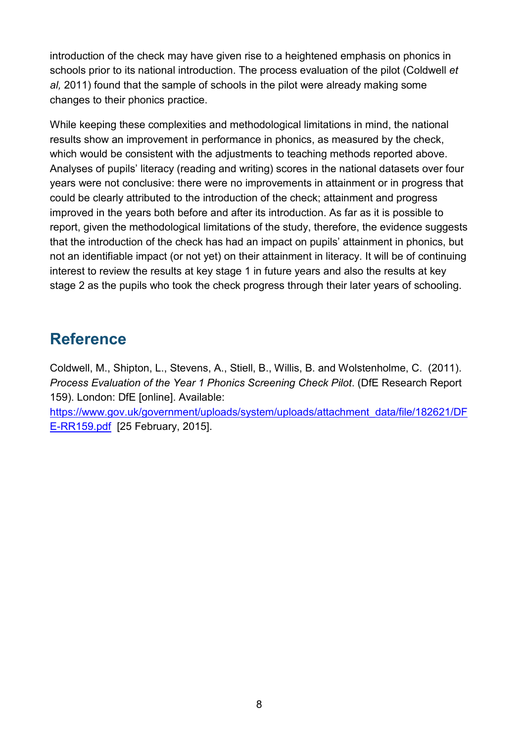introduction of the check may have given rise to a heightened emphasis on phonics in schools prior to its national introduction. The process evaluation of the pilot (Coldwell *et al,* 2011) found that the sample of schools in the pilot were already making some changes to their phonics practice.

While keeping these complexities and methodological limitations in mind, the national results show an improvement in performance in phonics, as measured by the check, which would be consistent with the adjustments to teaching methods reported above. Analyses of pupils' literacy (reading and writing) scores in the national datasets over four years were not conclusive: there were no improvements in attainment or in progress that could be clearly attributed to the introduction of the check; attainment and progress improved in the years both before and after its introduction. As far as it is possible to report, given the methodological limitations of the study, therefore, the evidence suggests that the introduction of the check has had an impact on pupils' attainment in phonics, but not an identifiable impact (or not yet) on their attainment in literacy. It will be of continuing interest to review the results at key stage 1 in future years and also the results at key stage 2 as the pupils who took the check progress through their later years of schooling.

## Reference

Coldwell, M., Shipton, L., Stevens, A., Stiell, B., Willis, B. and Wolstenholme, C. (2011). *Process Evaluation of the Year 1 Phonics Screening Check Pilot*. (DfE Research Report 159). London: DfE [online]. Available: [https://www.gov.uk/government/uploads/system/uploads/attachment_data/file/182621/DFE-RR159.pdf](https://www.gov.uk/government/uploads/system/uploads/attachment_data/file/182621/DFE-RR159.pdf) [25 February, 2015].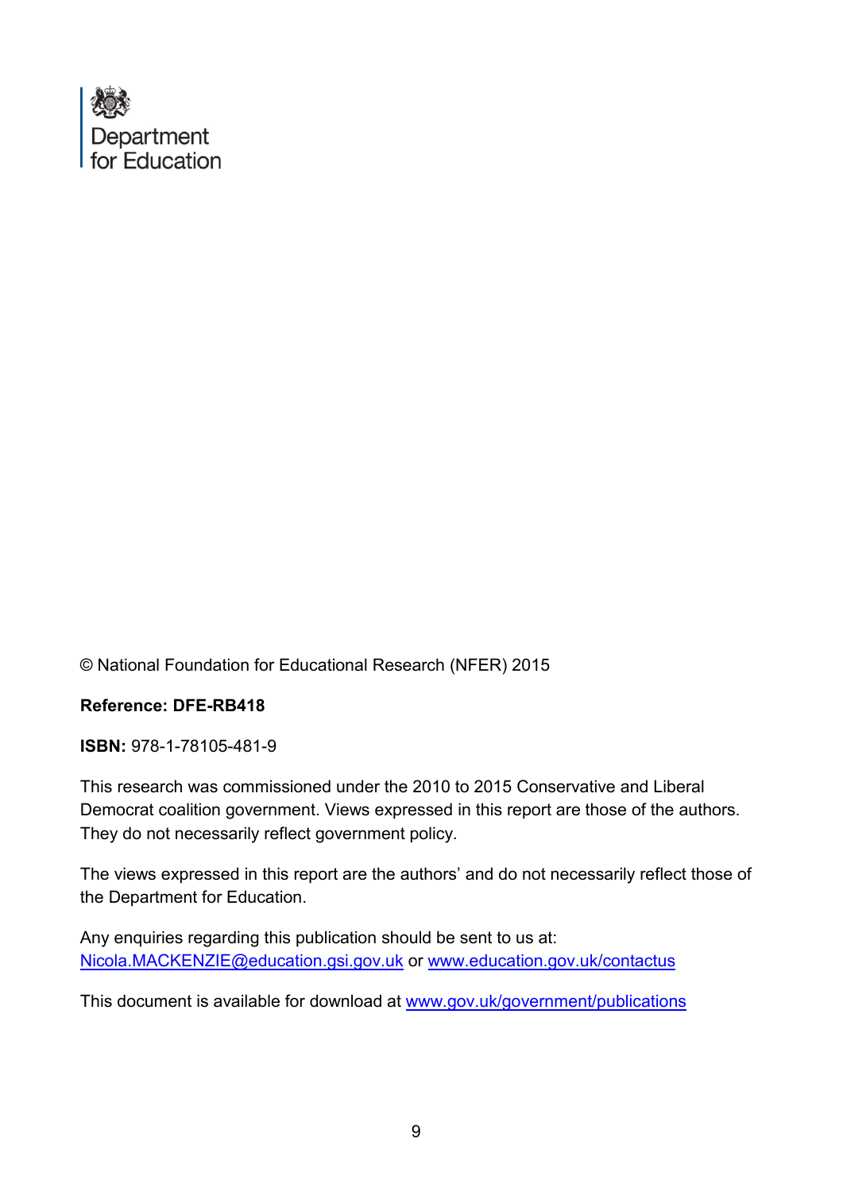Department for Education

© National Foundation for Educational Research (NFER) 2015

**Reference: DFE-RB418**

**ISBN:** 978-1-78105-481-9

This research was commissioned under the 2010 to 2015 Conservative and Liberal Democrat coalition government. Views expressed in this report are those of the authors. They do not necessarily reflect government policy.

The views expressed in this report are the authors' and do not necessarily reflect those of the Department for Education.

Any enquiries regarding this publication should be sent to us at: Nicola.MACKENZIE@education.gsi.gov.uk or www.education.gov.uk/contactus

This document is available for download at www.gov.uk/government/publications